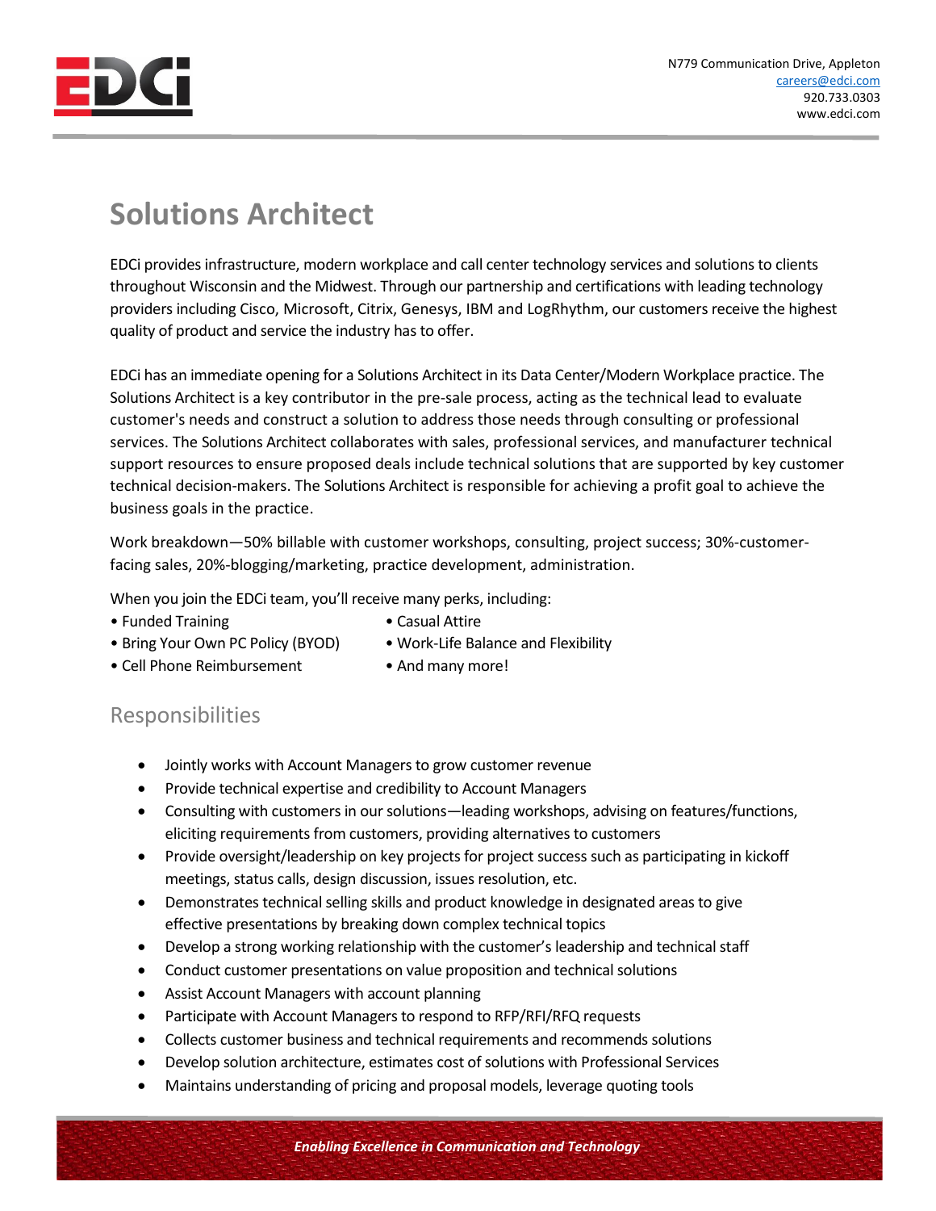N779 Communication Drive, Appleton
careers@edci.com
920.733.0303
www.edci.com

# Solutions Architect

EDCi provides infrastructure, modern workplace and call center technology services and solutions to clients throughout Wisconsin and the Midwest. Through our partnership and certifications with leading technology providers including Cisco, Microsoft, Citrix, Genesys, IBM and LogRhythm, our customers receive the highest quality of product and service the industry has to offer.

EDCi has an immediate opening for a Solutions Architect in its Data Center/Modern Workplace practice. The Solutions Architect is a key contributor in the pre-sale process, acting as the technical lead to evaluate customer's needs and construct a solution to address those needs through consulting or professional services. The Solutions Architect collaborates with sales, professional services, and manufacturer technical support resources to ensure proposed deals include technical solutions that are supported by key customer technical decision-makers. The Solutions Architect is responsible for achieving a profit goal to achieve the business goals in the practice.

Work breakdown—50% billable with customer workshops, consulting, project success; 30%-customer-facing sales, 20%-blogging/marketing, practice development, administration.

When you join the EDCi team, you'll receive many perks, including:

- Funded Training
- Bring Your Own PC Policy (BYOD)
- Cell Phone Reimbursement
- Casual Attire
- Work-Life Balance and Flexibility
- And many more!

## Responsibilities

- Jointly works with Account Managers to grow customer revenue
- Provide technical expertise and credibility to Account Managers
- Consulting with customers in our solutions—leading workshops, advising on features/functions, eliciting requirements from customers, providing alternatives to customers
- Provide oversight/leadership on key projects for project success such as participating in kickoff meetings, status calls, design discussion, issues resolution, etc.
- Demonstrates technical selling skills and product knowledge in designated areas to give effective presentations by breaking down complex technical topics
- Develop a strong working relationship with the customer's leadership and technical staff
- Conduct customer presentations on value proposition and technical solutions
- Assist Account Managers with account planning
- Participate with Account Managers to respond to RFP/RFI/RFQ requests
- Collects customer business and technical requirements and recommends solutions
- Develop solution architecture, estimates cost of solutions with Professional Services
- Maintains understanding of pricing and proposal models, leverage quoting tools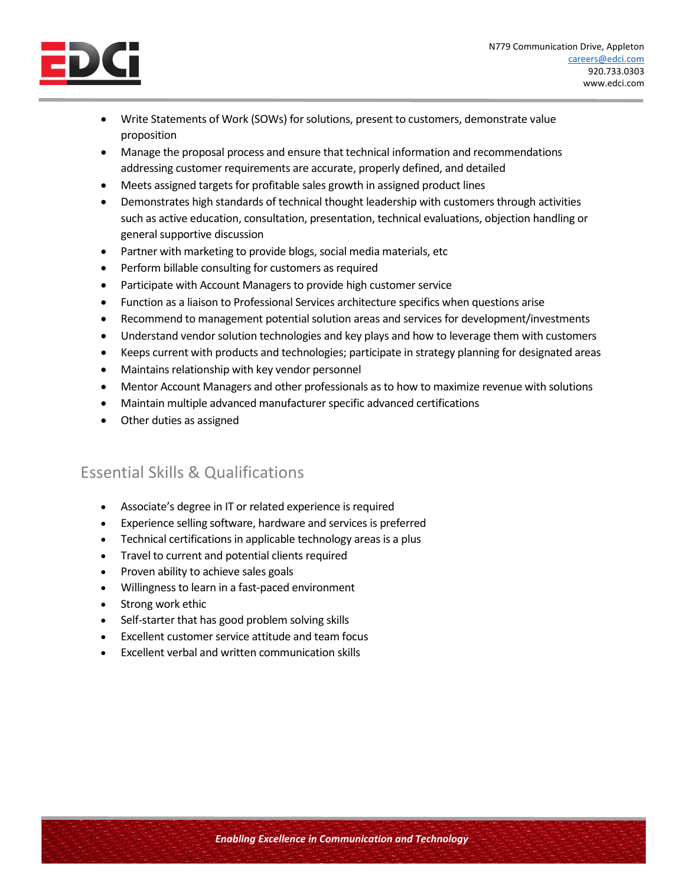- Write Statements of Work (SOWs) for solutions, present to customers, demonstrate value proposition
- Manage the proposal process and ensure that technical information and recommendations addressing customer requirements are accurate, properly defined, and detailed
- Meets assigned targets for profitable sales growth in assigned product lines
- Demonstrates high standards of technical thought leadership with customers through activities such as active education, consultation, presentation, technical evaluations, objection handling or general supportive discussion
- Partner with marketing to provide blogs, social media materials, etc
- Perform billable consulting for customers as required
- Participate with Account Managers to provide high customer service
- Function as a liaison to Professional Services architecture specifics when questions arise
- Recommend to management potential solution areas and services for development/investments
- Understand vendor solution technologies and key plays and how to leverage them with customers
- Keeps current with products and technologies; participate in strategy planning for designated areas
- Maintains relationship with key vendor personnel
- Mentor Account Managers and other professionals as to how to maximize revenue with solutions
- Maintain multiple advanced manufacturer specific advanced certifications
- Other duties as assigned

## Essential Skills & Qualifications

- Associate's degree in IT or related experience is required
- Experience selling software, hardware and services is preferred
- Technical certifications in applicable technology areas is a plus
- Travel to current and potential clients required
- Proven ability to achieve sales goals
- Willingness to learn in a fast-paced environment
- Strong work ethic
- Self-starter that has good problem solving skills
- Excellent customer service attitude and team focus
- Excellent verbal and written communication skills